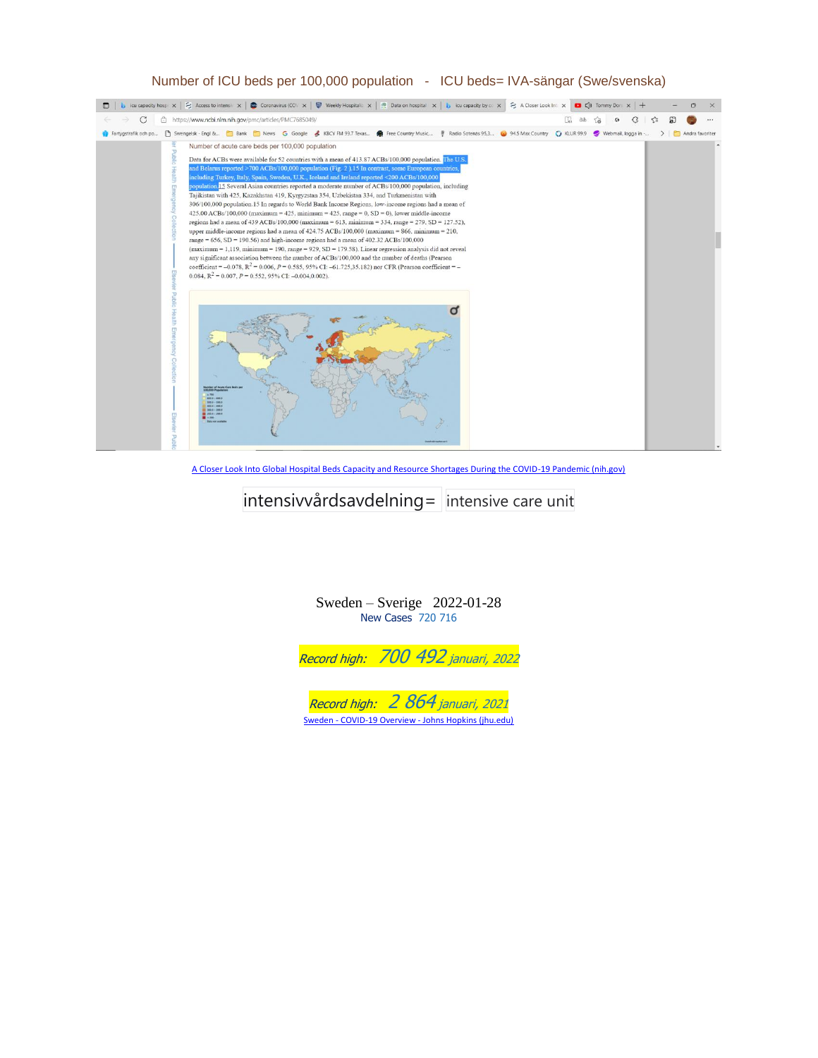Number of ICU beds per 100,000 population - ICU beds= IVA-sängar (Swe/svenska)

Number of acute care beds per 100,000 population

Data for ACBs were available for 52 countries with a mean of 413.87 ACBs/100,000 population. The U.S. and Belarus reported >700 ACBs/100,000 population (Fig. 2 ).15 In contrast, some European countries, including Turkey, Italy, Spain, Sweden, U.K., Iceland and Ireland reported <200 ACBs/100,000 population.15 Several Asian countries reported a moderate number of ACBs/100,000 population, including Tajikistan with 425, Kazakhstan 419, Kyrgyzstan 354, Uzbekistan 334, and Turkmenistan with 306/100,000 population.15 In regards to World Bank Income Regions, low-income regions had a mean of 425.00 ACBs/100,000 (maximum = 425, minimum = 425, range = 0, SD = 0), lower middle-income regions had a mean of 439 ACBs/100,000 (maximum = 613, minimum = 334, range = 279, SD = 127.52), upper middle-income regions had a mean of 424.75 ACBs/100,000 (maximum = 866, minimum = 210, range = 656, SD = 190.56) and high-income regions had a mean of 402.32 ACBs/100,000 (maximum = 1,119, minimum = 190, range = 929, SD = 179.58). Linear regression analysis did not reveal any significant association between the number of ACBs/100,000 and the number of deaths (Pearson coefficient = –0.078, $R^2$ = 0.006, $P$ = 0.585, 95% CI: –61.725,35.182) nor CFR (Pearson coefficient = –0.084, $R^2$ = 0.007, $P$ = 0.552, 95% CI: –0.004,0.002).

[A Closer Look Into Global Hospital Beds Capacity and Resource Shortages During the COVID-19 Pandemic (nih.gov)](https://www.ncbi.nlm.nih.gov/pmc/articles/PMC7685049/)

intensivvårdsavdelning= intensive care unit

Sweden – Sverige 2022-01-28

New Cases 720 716

*Record high: 700 492 januari, 2022*

*Record high: 2 864 januari, 2021*

[Sweden - COVID-19 Overview - Johns Hopkins (jhu.edu)]()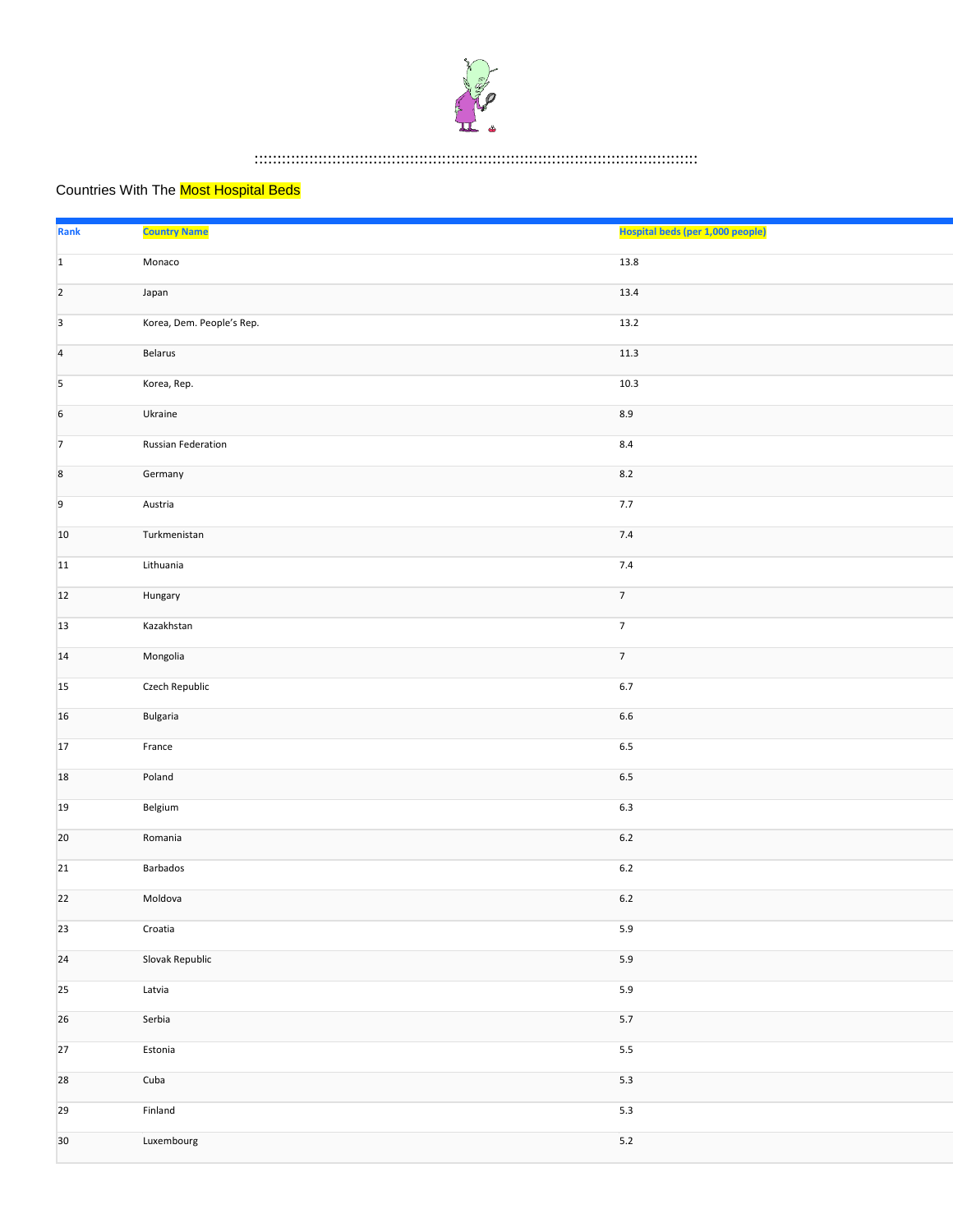Countries With The Most Hospital Beds

| Rank | Country Name | Hospital beds (per 1,000 people) |
|---|---|---|
| 1 | Monaco | 13.8 |
| 2 | Japan | 13.4 |
| 3 | Korea, Dem. People’s Rep. | 13.2 |
| 4 | Belarus | 11.3 |
| 5 | Korea, Rep. | 10.3 |
| 6 | Ukraine | 8.9 |
| 7 | Russian Federation | 8.4 |
| 8 | Germany | 8.2 |
| 9 | Austria | 7.7 |
| 10 | Turkmenistan | 7.4 |
| 11 | Lithuania | 7.4 |
| 12 | Hungary | 7 |
| 13 | Kazakhstan | 7 |
| 14 | Mongolia | 7 |
| 15 | Czech Republic | 6.7 |
| 16 | Bulgaria | 6.6 |
| 17 | France | 6.5 |
| 18 | Poland | 6.5 |
| 19 | Belgium | 6.3 |
| 20 | Romania | 6.2 |
| 21 | Barbados | 6.2 |
| 22 | Moldova | 6.2 |
| 23 | Croatia | 5.9 |
| 24 | Slovak Republic | 5.9 |
| 25 | Latvia | 5.9 |
| 26 | Serbia | 5.7 |
| 27 | Estonia | 5.5 |
| 28 | Cuba | 5.3 |
| 29 | Finland | 5.3 |
| 30 | Luxembourg | 5.2 |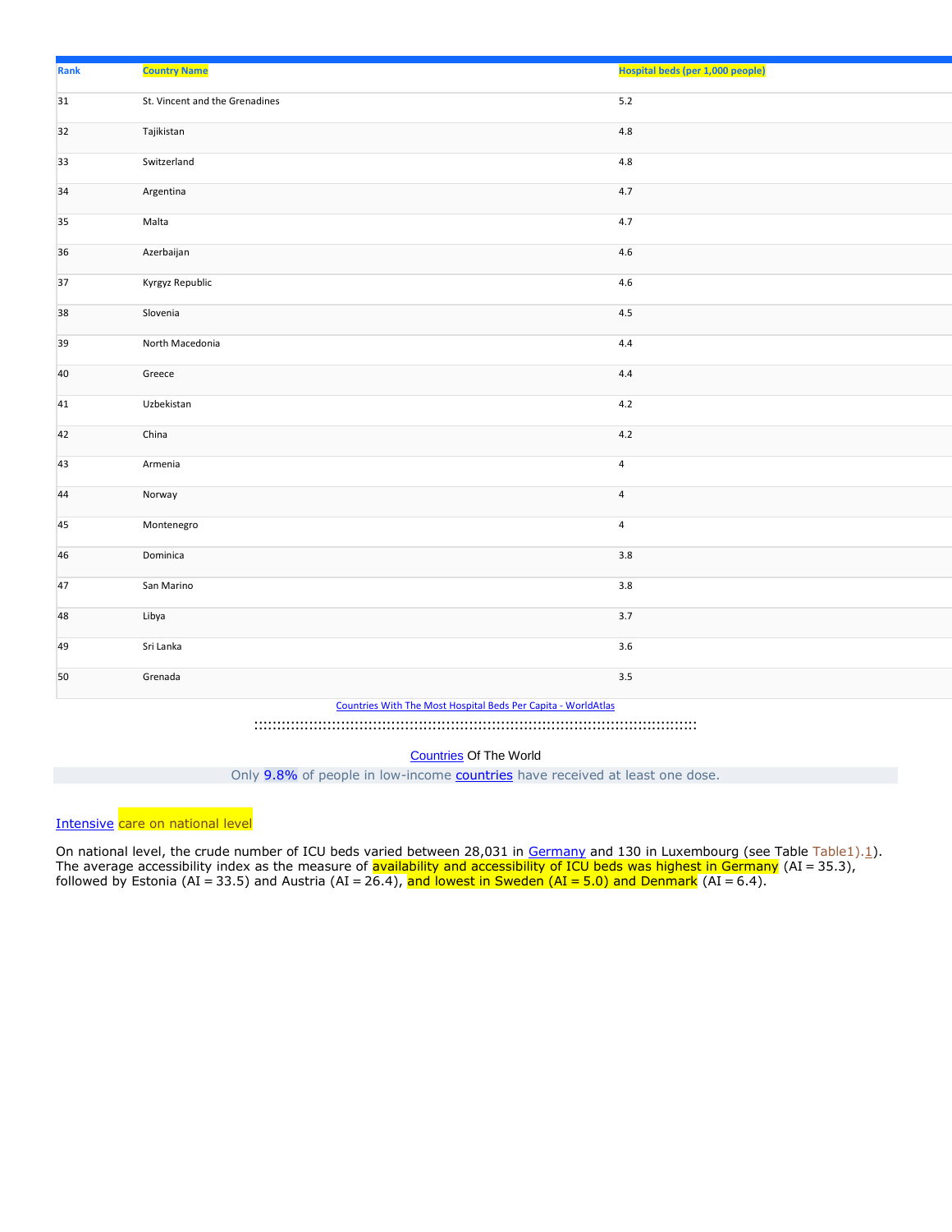| Rank | Country Name | Hospital beds (per 1,000 people) |
|---|---|---|
| 31 | St. Vincent and the Grenadines | 5.2 |
| 32 | Tajikistan | 4.8 |
| 33 | Switzerland | 4.8 |
| 34 | Argentina | 4.7 |
| 35 | Malta | 4.7 |
| 36 | Azerbaijan | 4.6 |
| 37 | Kyrgyz Republic | 4.6 |
| 38 | Slovenia | 4.5 |
| 39 | North Macedonia | 4.4 |
| 40 | Greece | 4.4 |
| 41 | Uzbekistan | 4.2 |
| 42 | China | 4.2 |
| 43 | Armenia | 4 |
| 44 | Norway | 4 |
| 45 | Montenegro | 4 |
| 46 | Dominica | 3.8 |
| 47 | San Marino | 3.8 |
| 48 | Libya | 3.7 |
| 49 | Sri Lanka | 3.6 |
| 50 | Grenada | 3.5 |

Countries With The Most Hospital Beds Per Capita - WorldAtlas

::::::::::::::::::::::::::::::::::::::::::::::::::::::::::::::::::::::::::::::::::::::::::::::::::::::

Countries Of The World

Only 9.8% of people in low-income countries have received at least one dose.

## Intensive care on national level

On national level, the crude number of ICU beds varied between 28,031 in Germany and 130 in Luxembourg (see Table Table1).1). The average accessibility index as the measure of availability and accessibility of ICU beds was highest in Germany (AI = 35.3), followed by Estonia (AI = 33.5) and Austria (AI = 26.4), and lowest in Sweden (AI = 5.0) and Denmark (AI = 6.4).